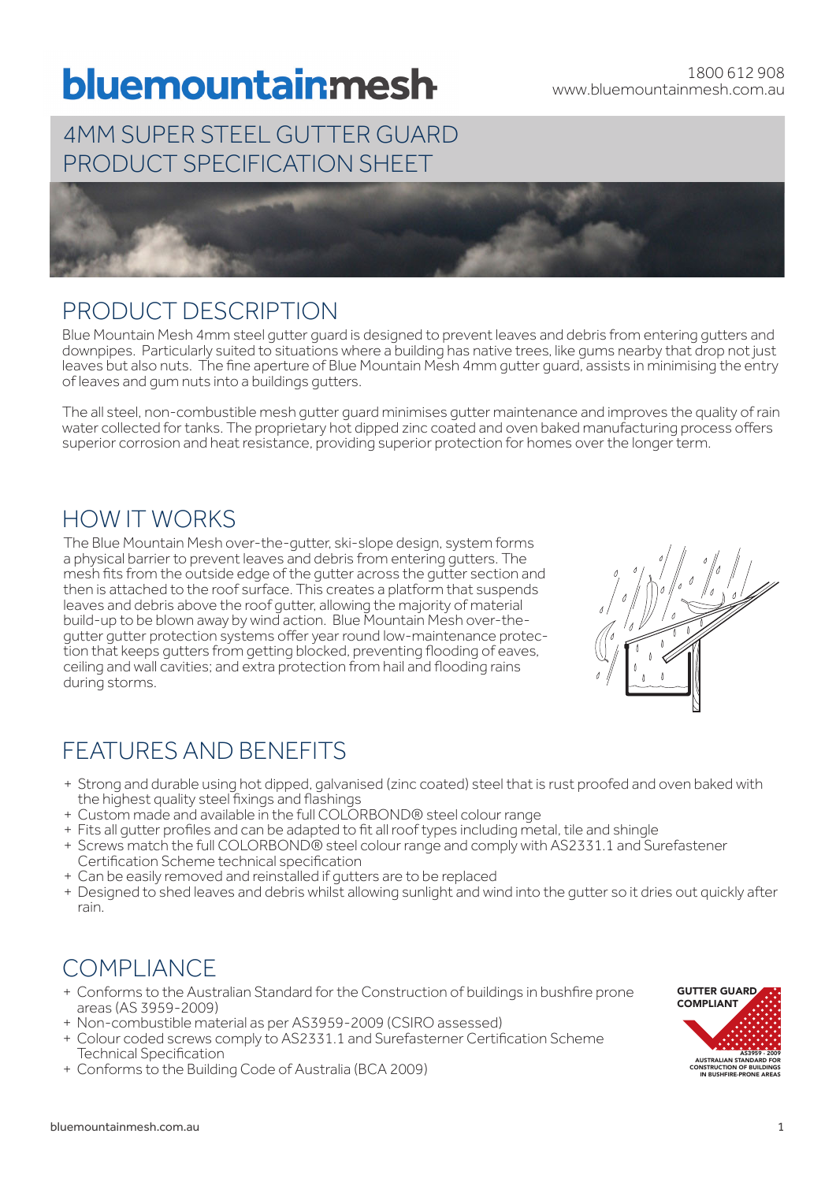# bluemountainmesh

1800 612 908
www.bluemountainmesh.com.au

## 4MM SUPER STEEL GUTTER GUARD PRODUCT SPECIFICATION SHEET

## PRODUCT DESCRIPTION

Blue Mountain Mesh 4mm steel gutter guard is designed to prevent leaves and debris from entering gutters and downpipes. Particularly suited to situations where a building has native trees, like gums nearby that drop not just leaves but also nuts. The fine aperture of Blue Mountain Mesh 4mm gutter guard, assists in minimising the entry of leaves and gum nuts into a buildings gutters.

The all steel, non-combustible mesh gutter guard minimises gutter maintenance and improves the quality of rain water collected for tanks. The proprietary hot dipped zinc coated and oven baked manufacturing process offers superior corrosion and heat resistance, providing superior protection for homes over the longer term.

## HOW IT WORKS

The Blue Mountain Mesh over-the-gutter, ski-slope design, system forms a physical barrier to prevent leaves and debris from entering gutters. The mesh fits from the outside edge of the gutter across the gutter section and then is attached to the roof surface. This creates a platform that suspends leaves and debris above the roof gutter, allowing the majority of material build-up to be blown away by wind action. Blue Mountain Mesh over-the-gutter gutter protection systems offer year round low-maintenance protection that keeps gutters from getting blocked, preventing flooding of eaves, ceiling and wall cavities; and extra protection from hail and flooding rains during storms.

## FEATURES AND BENEFITS

+ Strong and durable using hot dipped, galvanised (zinc coated) steel that is rust proofed and oven baked with the highest quality steel fixings and flashings
+ Custom made and available in the full COLORBOND® steel colour range
+ Fits all gutter profiles and can be adapted to fit all roof types including metal, tile and shingle
+ Screws match the full COLORBOND® steel colour range and comply with AS2331.1 and Surefastener Certification Scheme technical specification
+ Can be easily removed and reinstalled if gutters are to be replaced
+ Designed to shed leaves and debris whilst allowing sunlight and wind into the gutter so it dries out quickly after rain.

## COMPLIANCE

+ Conforms to the Australian Standard for the Construction of buildings in bushfire prone areas (AS 3959-2009)
+ Non-combustible material as per AS3959-2009 (CSIRO assessed)
+ Colour coded screws comply to AS2331.1 and Surefasterner Certification Scheme Technical Specification
+ Conforms to the Building Code of Australia (BCA 2009)

GUTTER GUARD COMPLIANT
AS3959 - 2009
AUSTRALIAN STANDARD FOR CONSTRUCTION OF BUILDINGS IN BUSHFIRE-PRONE AREAS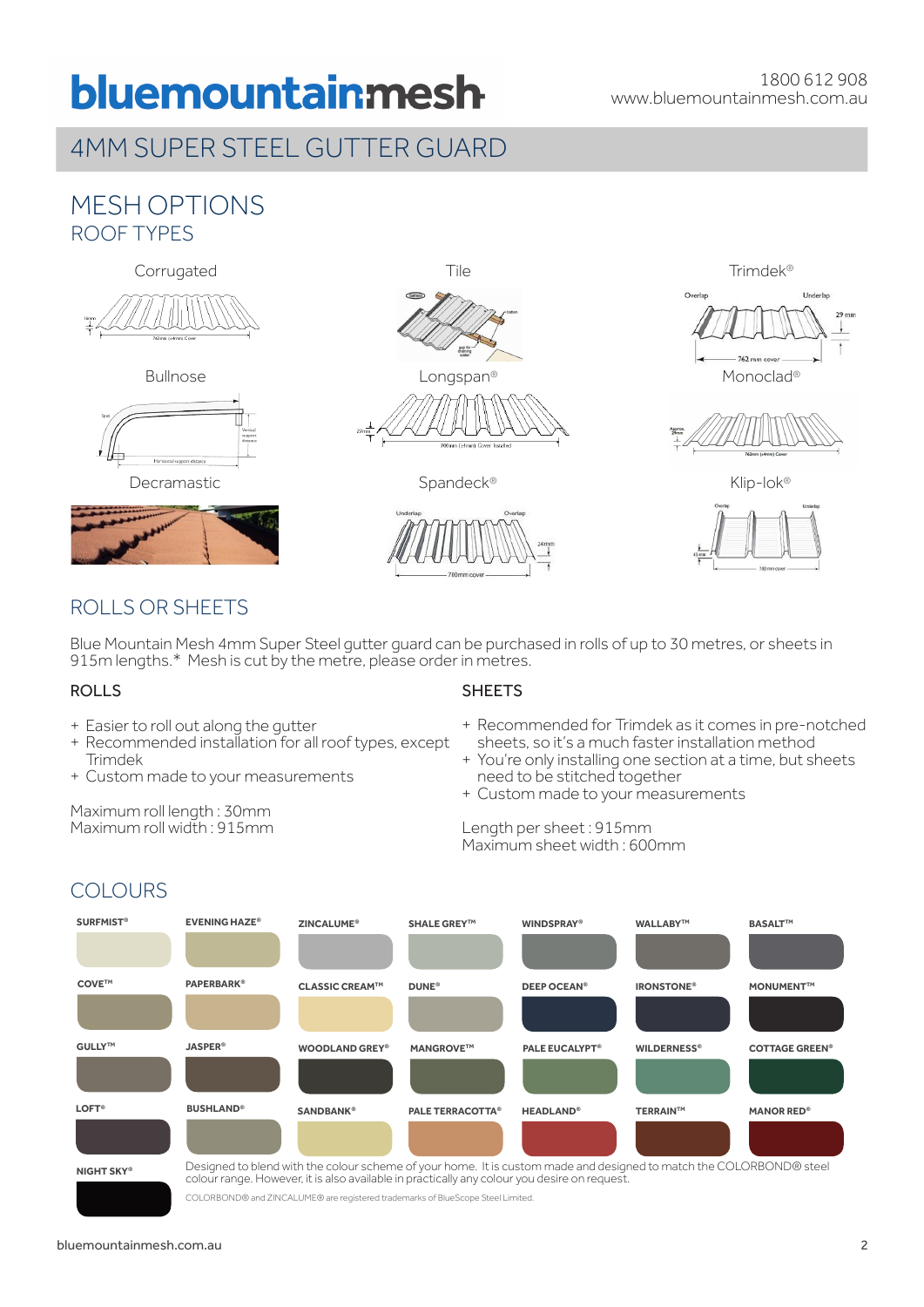# 4MM SUPER STEEL GUTTER GUARD

## MESH OPTIONS

### ROOF TYPES

Corrugated

Tile

Trimdek®

Bullnose

Longspan®

Monoclad®

Decramastic

Spandeck®

Klip-lok®

## ROLLS OR SHEETS

Blue Mountain Mesh 4mm Super Steel gutter guard can be purchased in rolls of up to 30 metres, or sheets in 915m lengths.* Mesh is cut by the metre, please order in metres.

### ROLLS

+ Easier to roll out along the gutter
+ Recommended installation for all roof types, except Trimdek
+ Custom made to your measurements

Maximum roll length : 30mm
Maximum roll width : 915mm

### SHEETS

+ Recommended for Trimdek as it comes in pre-notched sheets, so it's a much faster installation method
+ You're only installing one section at a time, but sheets need to be stitched together
+ Custom made to your measurements

Length per sheet : 915mm
Maximum sheet width : 600mm

## COLOURS

| | | | | | | |
|---|---|---|---|---|---|---|
| SURFMIST® | EVENING HAZE® | ZINCALUME® | SHALE GREY™ | WINDSPRAY® | WALLABY™ | BASALT™ |
| COVE™ | PAPERBARK® | CLASSIC CREAM™ | DUNE® | DEEP OCEAN® | IRONSTONE® | MONUMENT™ |
| GULLY™ | JASPER® | WOODLAND GREY® | MANGROVE™ | PALE EUCALYPT® | WILDERNESS® | COTTAGE GREEN® |
| LOFT® | BUSHLAND® | SANDBANK® | PALE TERRACOTTA® | HEADLAND® | TERRAIN™ | MANOR RED® |
| NIGHT SKY® | | | | | | |

Designed to blend with the colour scheme of your home. It is custom made and designed to match the COLORBOND® steel colour range. However, it is also available in practically any colour you desire on request.

COLORBOND® and ZINCALUME® are registered trademarks of BlueScope Steel Limited.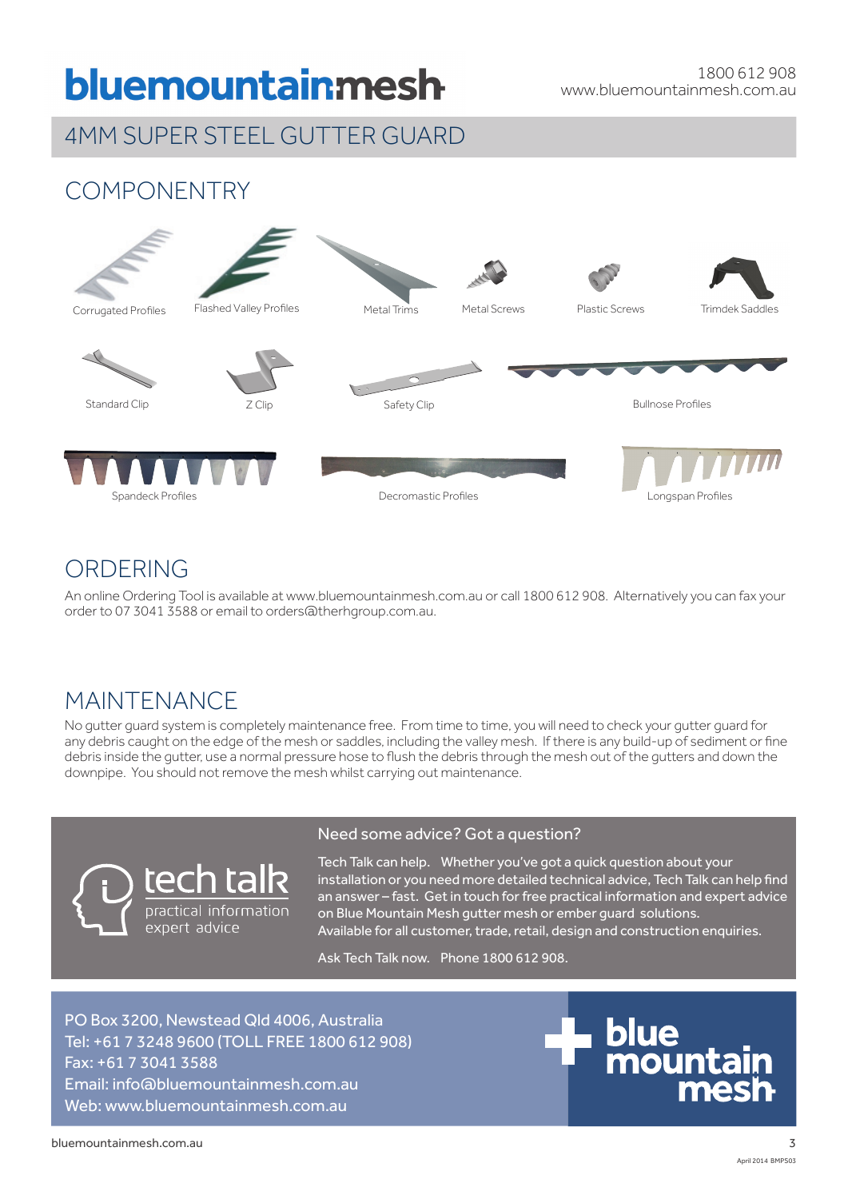# bluemountainmesh

1800 612 908
www.bluemountainmesh.com.au

## 4MM SUPER STEEL GUTTER GUARD

## COMPONENTRY

Corrugated Profiles

Flashed Valley Profiles

Metal Trims

Metal Screws

Plastic Screws

Trimdek Saddles

Standard Clip

Z Clip

Safety Clip

Bullnose Profiles

Spandeck Profiles

Decromastic Profiles

Longspan Profiles

## ORDERING

An online Ordering Tool is available at www.bluemountainmesh.com.au or call 1800 612 908. Alternatively you can fax your order to 07 3041 3588 or email to orders@therhgroup.com.au.

## MAINTENANCE

No gutter guard system is completely maintenance free. From time to time, you will need to check your gutter guard for any debris caught on the edge of the mesh or saddles, including the valley mesh. If there is any build-up of sediment or fine debris inside the gutter, use a normal pressure hose to flush the debris through the mesh out of the gutters and down the downpipe. You should not remove the mesh whilst carrying out maintenance.

tech talk
practical information
expert advice

**Need some advice? Got a question?**

Tech Talk can help. Whether you've got a quick question about your installation or you need more detailed technical advice, Tech Talk can help find an answer – fast. Get in touch for free practical information and expert advice on Blue Mountain Mesh gutter mesh or ember guard solutions.
Available for all customer, trade, retail, design and construction enquiries.

Ask Tech Talk now. Phone 1800 612 908.

PO Box 3200, Newstead Qld 4006, Australia
Tel: +61 7 3248 9600 (TOLL FREE 1800 612 908)
Fax: +61 7 3041 3588
Email: info@bluemountainmesh.com.au
Web: www.bluemountainmesh.com.au

blue mountain mesh

April 2014 BMPS03